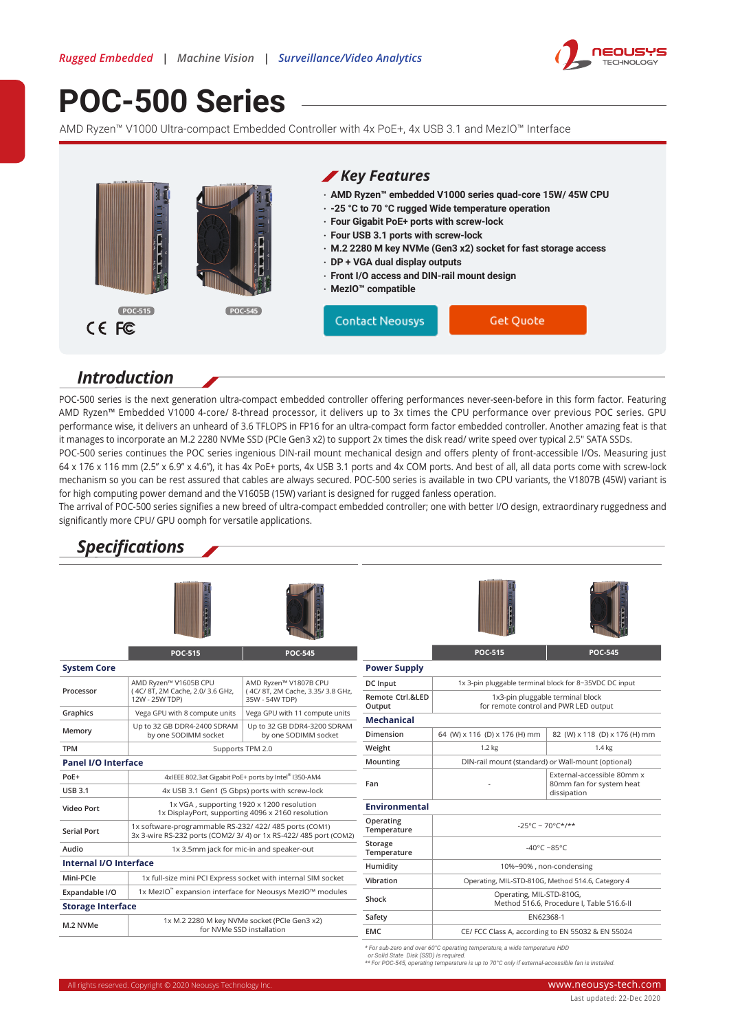Rugged Embedded | Machine Vision | Surveillance/Video Analytics

# POC-500 Series

AMD Ryzen™ V1000 Ultra-compact Embedded Controller with 4x PoE+, 4x USB 3.1 and MezIO™ Interface

POC-515 POC-545

## Key Features

- AMD Ryzen™ embedded V1000 series quad-core 15W/ 45W CPU
- -25 °C to 70 °C rugged Wide temperature operation
- Four Gigabit PoE+ ports with screw-lock
- Four USB 3.1 ports with screw-lock
- M.2 2280 M key NVMe (Gen3 x2) socket for fast storage access
- DP + VGA dual display outputs
- Front I/O access and DIN-rail mount design
- MezIO™ compatible

Contact Neousys | Get Quote

## Introduction

POC-500 series is the next generation ultra-compact embedded controller offering performances never-seen-before in this form factor. Featuring AMD Ryzen™ Embedded V1000 4-core/ 8-thread processor, it delivers up to 3x times the CPU performance over previous POC series. GPU performance wise, it delivers an unheard of 3.6 TFLOPS in FP16 for an ultra-compact form factor embedded controller. Another amazing feat is that it manages to incorporate an M.2 2280 NVMe SSD (PCIe Gen3 x2) to support 2x times the disk read/ write speed over typical 2.5" SATA SSDs.

POC-500 series continues the POC series ingenious DIN-rail mount mechanical design and offers plenty of front-accessible I/Os. Measuring just 64 x 176 x 116 mm (2.5" x 6.9" x 4.6"), it has 4x PoE+ ports, 4x USB 3.1 ports and 4x COM ports. And best of all, all data ports come with screw-lock mechanism so you can be rest assured that cables are always secured. POC-500 series is available in two CPU variants, the V1807B (45W) variant is for high computing power demand and the V1605B (15W) variant is designed for rugged fanless operation.

The arrival of POC-500 series signifies a new breed of ultra-compact embedded controller; one with better I/O design, extraordinary ruggedness and significantly more CPU/ GPU oomph for versatile applications.

## Specifications

| | POC-515 | POC-545 |
|---|---|---|
| **System Core** | | |
| Processor | AMD Ryzen™ V1605B CPU ( 4C/ 8T, 2M Cache, 2.0/ 3.6 GHz, 12W - 25W TDP) | AMD Ryzen™ V1807B CPU ( 4C/ 8T, 2M Cache, 3.35/ 3.8 GHz, 35W - 54W TDP) |
| Graphics | Vega GPU with 8 compute units | Vega GPU with 11 compute units |
| Memory | Up to 32 GB DDR4-2400 SDRAM by one SODIMM socket | Up to 32 GB DDR4-3200 SDRAM by one SODIMM socket |
| TPM | Supports TPM 2.0 | |
| **Panel I/O Interface** | | |
| PoE+ | 4xIEEE 802.3at Gigabit PoE+ ports by Intel® I350-AM4 | |
| USB 3.1 | 4x USB 3.1 Gen1 (5 Gbps) ports with screw-lock | |
| Video Port | 1x VGA , supporting 1920 x 1200 resolution 1x DisplayPort, supporting 4096 x 2160 resolution | |
| Serial Port | 1x software-programmable RS-232/ 422/ 485 ports (COM1) 3x 3-wire RS-232 ports (COM2/ 3/ 4) or 1x RS-422/ 485 port (COM2) | |
| Audio | 1x 3.5mm jack for mic-in and speaker-out | |
| **Internal I/O Interface** | | |
| Mini-PCIe | 1x full-size mini PCI Express socket with internal SIM socket | |
| Expandable I/O | 1x MezIO™ expansion interface for Neousys MezIO™ modules | |
| **Storage Interface** | | |
| M.2 NVMe | 1x M.2 2280 M key NVMe socket (PCIe Gen3 x2) for NVMe SSD installation | |

| | POC-515 | POC-545 |
|---|---|---|
| **Power Supply** | | |
| DC Input | 1x 3-pin pluggable terminal block for 8~35VDC DC input | |
| Remote Ctrl.&LED Output | 1x3-pin pluggable terminal block for remote control and PWR LED output | |
| **Mechanical** | | |
| Dimension | 64 (W) x 116 (D) x 176 (H) mm | 82 (W) x 118 (D) x 176 (H) mm |
| Weight | 1.2 kg | 1.4 kg |
| Mounting | DIN-rail mount (standard) or Wall-mount (optional) | |
| Fan | - | External-accessible 80mm x 80mm fan for system heat dissipation |
| **Environmental** | | |
| Operating Temperature | -25°C ~ 70°C*/** | |
| Storage Temperature | -40°C ~85°C | |
| Humidity | 10%~90% , non-condensing | |
| Vibration | Operating, MIL-STD-810G, Method 514.6, Category 4 | |
| Shock | Operating, MIL-STD-810G, Method 516.6, Procedure I, Table 516.6-II | |
| Safety | EN62368-1 | |
| EMC | CE/ FCC Class A, according to EN 55032 & EN 55024 | |

* For sub-zero and over 60°C operating temperature, a wide temperature HDD or Solid State Disk (SSD) is required.
** For POC-545, operating temperature is up to 70°C only if external-accessible fan is installed.

All rights reserved. Copyright © 2020 Neousys Technology Inc. www.neousys-tech.com

Last updated: 22-Dec 2020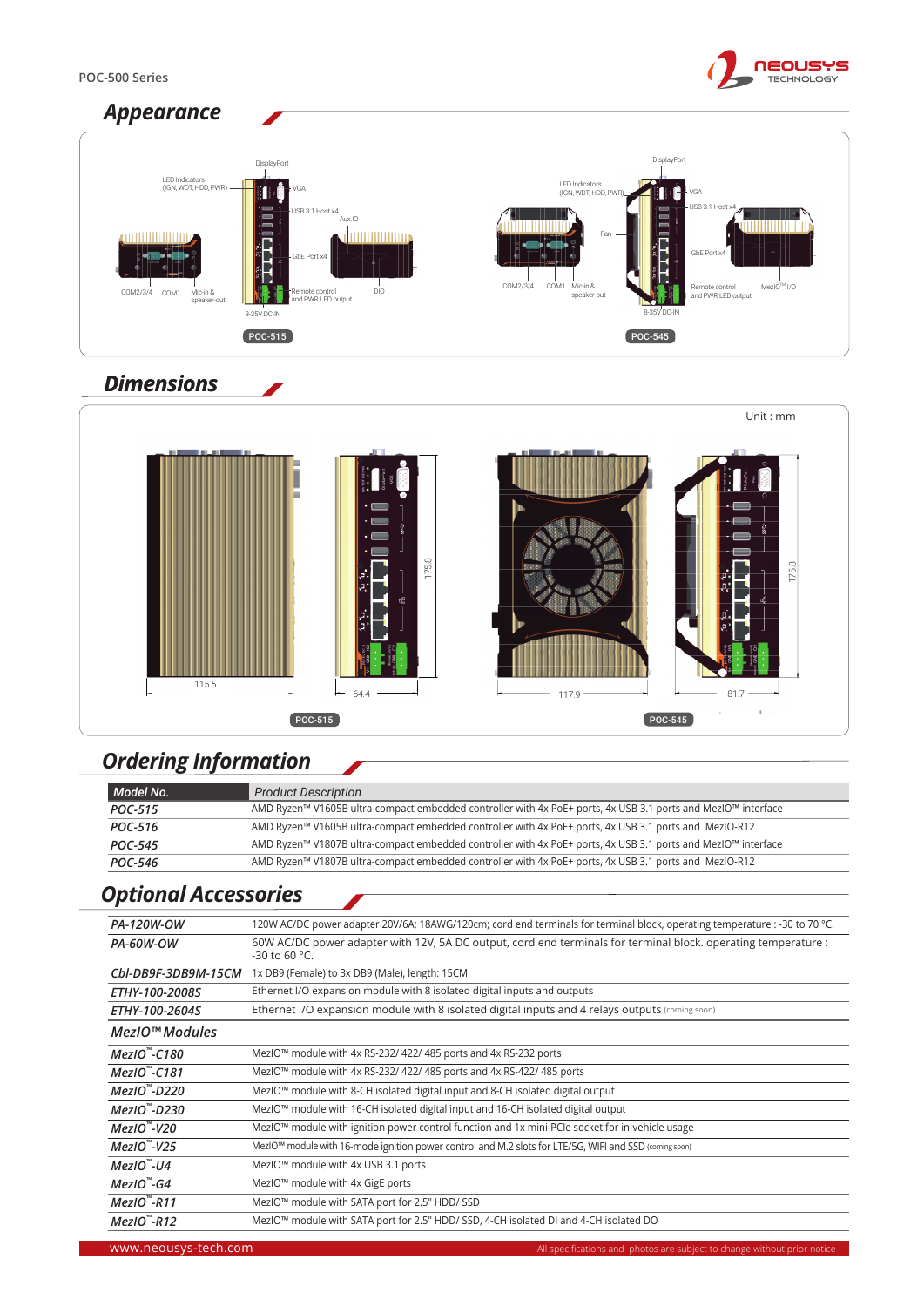## Appearance

DisplayPort

LED Indicators (IGN, WDT, HDD, PWR)

VGA

USB 3.1 Host x4

Aux IO

GbE Port x4

COM2/3/4 COM1 Mic-in & speaker-out

Remote control and PWR LED output

DIO

8-35V DC-IN

POC-515

DisplayPort

LED Indicators (IGN, WDT, HDD, PWR)

VGA

USB 3.1 Host x4

Fan

GbE Port x4

COM2/3/4 COM1 Mic-in & speaker-out

Remote control and PWR LED output

MezIO™ I/O

8-35V DC-IN

POC-545

## Dimensions

Unit : mm

115.5

64.4

175.8

POC-515

117.9

81.7

175.8

POC-545

## Ordering Information

| Model No. | Product Description |
|---|---|
| POC-515 | AMD Ryzen™ V1605B ultra-compact embedded controller with 4x PoE+ ports, 4x USB 3.1 ports and MezIO™ interface |
| POC-516 | AMD Ryzen™ V1605B ultra-compact embedded controller with 4x PoE+ ports, 4x USB 3.1 ports and MezIO-R12 |
| POC-545 | AMD Ryzen™ V1807B ultra-compact embedded controller with 4x PoE+ ports, 4x USB 3.1 ports and MezIO™ interface |
| POC-546 | AMD Ryzen™ V1807B ultra-compact embedded controller with 4x PoE+ ports, 4x USB 3.1 ports and MezIO-R12 |

## Optional Accessories

| | |
|---|---|
| PA-120W-OW | 120W AC/DC power adapter 20V/6A; 18AWG/120cm; cord end terminals for terminal block, operating temperature : -30 to 70 °C. |
| PA-60W-OW | 60W AC/DC power adapter with 12V, 5A DC output, cord end terminals for terminal block. operating temperature : -30 to 60 °C. |
| Cbl-DB9F-3DB9M-15CM | 1x DB9 (Female) to 3x DB9 (Male), length: 15CM |
| ETHY-100-2008S | Ethernet I/O expansion module with 8 isolated digital inputs and outputs |
| ETHY-100-2604S | Ethernet I/O expansion module with 8 isolated digital inputs and 4 relays outputs (coming soon) |
| **MezIO™ Modules** | |
| MezIO™-C180 | MezIO™ module with 4x RS-232/ 422/ 485 ports and 4x RS-232 ports |
| MezIO™-C181 | MezIO™ module with 4x RS-232/ 422/ 485 ports and 4x RS-422/ 485 ports |
| MezIO™-D220 | MezIO™ module with 8-CH isolated digital input and 8-CH isolated digital output |
| MezIO™-D230 | MezIO™ module with 16-CH isolated digital input and 16-CH isolated digital output |
| MezIO™-V20 | MezIO™ module with ignition power control function and 1x mini-PCIe socket for in-vehicle usage |
| MezIO™-V25 | MezIO™ module with 16-mode ignition power control and M.2 slots for LTE/5G, WIFI and SSD (coming soon) |
| MezIO™-U4 | MezIO™ module with 4x USB 3.1 ports |
| MezIO™-G4 | MezIO™ module with 4x GigE ports |
| MezIO™-R11 | MezIO™ module with SATA port for 2.5" HDD/ SSD |
| MezIO™-R12 | MezIO™ module with SATA port for 2.5" HDD/ SSD, 4-CH isolated DI and 4-CH isolated DO |

www.neousys-tech.com

All specifications and photos are subject to change without prior notice